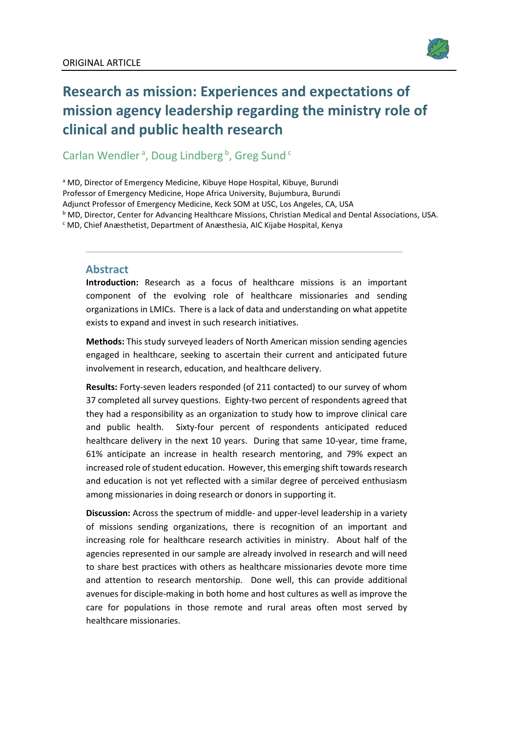ORIGINAL ARTICLE

# Research as mission: Experiences and expectations of mission agency leadership regarding the ministry role of clinical and public health research

Carlan Wendler [a], Doug Lindberg [b], Greg Sund [c]

[a] MD, Director of Emergency Medicine, Kibuye Hope Hospital, Kibuye, Burundi
Professor of Emergency Medicine, Hope Africa University, Bujumbura, Burundi
Adjunct Professor of Emergency Medicine, Keck SOM at USC, Los Angeles, CA, USA
[b] MD, Director, Center for Advancing Healthcare Missions, Christian Medical and Dental Associations, USA.
[c] MD, Chief Anæsthetist, Department of Anæsthesia, AIC Kijabe Hospital, Kenya

## Abstract

**Introduction:** Research as a focus of healthcare missions is an important component of the evolving role of healthcare missionaries and sending organizations in LMICs. There is a lack of data and understanding on what appetite exists to expand and invest in such research initiatives.

**Methods:** This study surveyed leaders of North American mission sending agencies engaged in healthcare, seeking to ascertain their current and anticipated future involvement in research, education, and healthcare delivery.

**Results:** Forty-seven leaders responded (of 211 contacted) to our survey of whom 37 completed all survey questions. Eighty-two percent of respondents agreed that they had a responsibility as an organization to study how to improve clinical care and public health. Sixty-four percent of respondents anticipated reduced healthcare delivery in the next 10 years. During that same 10-year, time frame, 61% anticipate an increase in health research mentoring, and 79% expect an increased role of student education. However, this emerging shift towards research and education is not yet reflected with a similar degree of perceived enthusiasm among missionaries in doing research or donors in supporting it.

**Discussion:** Across the spectrum of middle- and upper-level leadership in a variety of missions sending organizations, there is recognition of an important and increasing role for healthcare research activities in ministry. About half of the agencies represented in our sample are already involved in research and will need to share best practices with others as healthcare missionaries devote more time and attention to research mentorship. Done well, this can provide additional avenues for disciple-making in both home and host cultures as well as improve the care for populations in those remote and rural areas often most served by healthcare missionaries.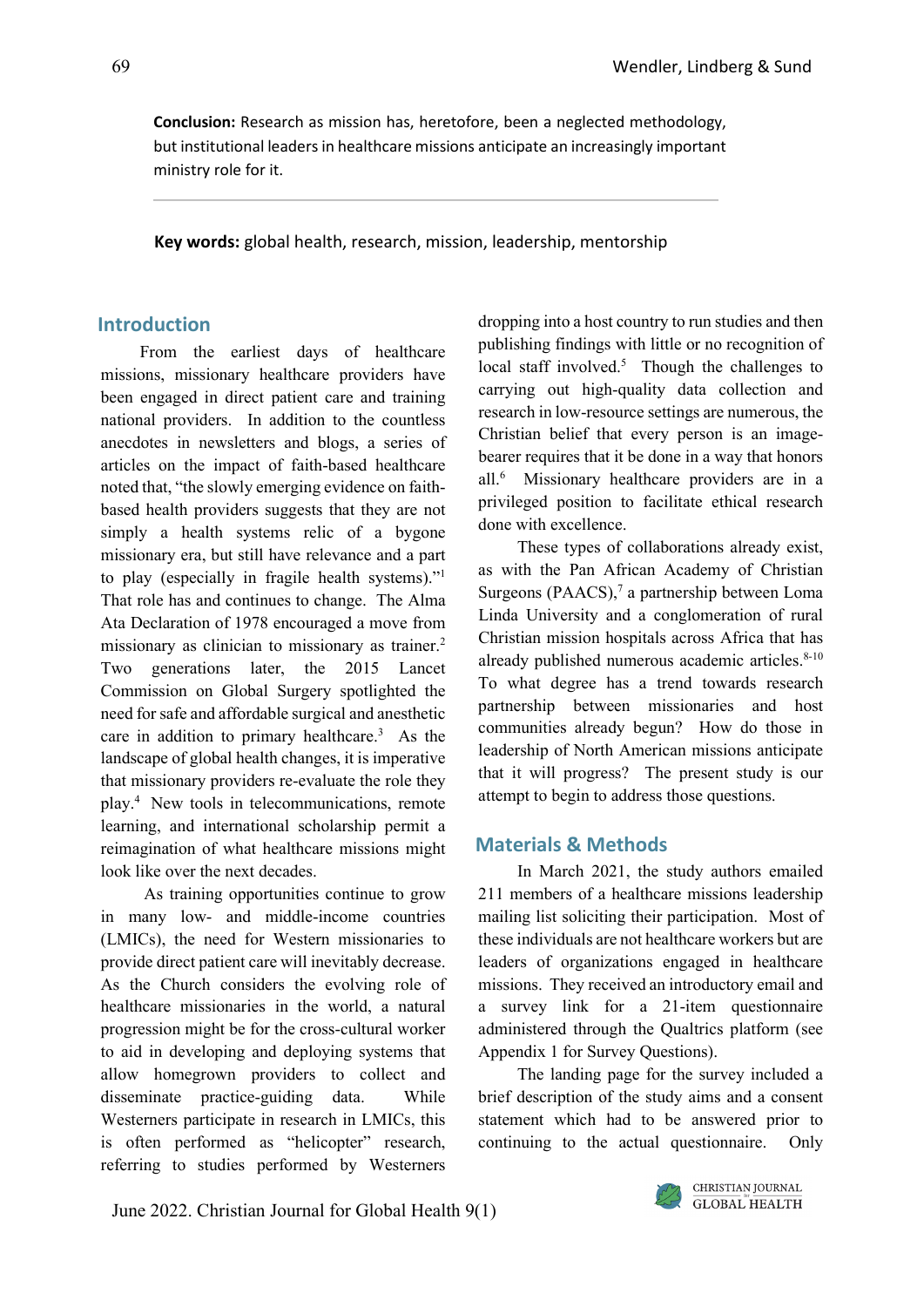**Conclusion:** Research as mission has, heretofore, been a neglected methodology, but institutional leaders in healthcare missions anticipate an increasingly important ministry role for it.

**Key words:** global health, research, mission, leadership, mentorship

## Introduction

From the earliest days of healthcare missions, missionary healthcare providers have been engaged in direct patient care and training national providers. In addition to the countless anecdotes in newsletters and blogs, a series of articles on the impact of faith-based healthcare noted that, "the slowly emerging evidence on faith-based health providers suggests that they are not simply a health systems relic of a bygone missionary era, but still have relevance and a part to play (especially in fragile health systems)."[1] That role has and continues to change. The Alma Ata Declaration of 1978 encouraged a move from missionary as clinician to missionary as trainer.[2] Two generations later, the 2015 Lancet Commission on Global Surgery spotlighted the need for safe and affordable surgical and anesthetic care in addition to primary healthcare.[3] As the landscape of global health changes, it is imperative that missionary providers re-evaluate the role they play.[4] New tools in telecommunications, remote learning, and international scholarship permit a reimagination of what healthcare missions might look like over the next decades.

As training opportunities continue to grow in many low- and middle-income countries (LMICs), the need for Western missionaries to provide direct patient care will inevitably decrease. As the Church considers the evolving role of healthcare missionaries in the world, a natural progression might be for the cross-cultural worker to aid in developing and deploying systems that allow homegrown providers to collect and disseminate practice-guiding data. While Westerners participate in research in LMICs, this is often performed as "helicopter" research, referring to studies performed by Westerners dropping into a host country to run studies and then publishing findings with little or no recognition of local staff involved.[5] Though the challenges to carrying out high-quality data collection and research in low-resource settings are numerous, the Christian belief that every person is an image-bearer requires that it be done in a way that honors all.[6] Missionary healthcare providers are in a privileged position to facilitate ethical research done with excellence.

These types of collaborations already exist, as with the Pan African Academy of Christian Surgeons (PAACS),[7] a partnership between Loma Linda University and a conglomeration of rural Christian mission hospitals across Africa that has already published numerous academic articles.[8-10] To what degree has a trend towards research partnership between missionaries and host communities already begun? How do those in leadership of North American missions anticipate that it will progress? The present study is our attempt to begin to address those questions.

## Materials & Methods

In March 2021, the study authors emailed 211 members of a healthcare missions leadership mailing list soliciting their participation. Most of these individuals are not healthcare workers but are leaders of organizations engaged in healthcare missions. They received an introductory email and a survey link for a 21-item questionnaire administered through the Qualtrics platform (see Appendix 1 for Survey Questions).

The landing page for the survey included a brief description of the study aims and a consent statement which had to be answered prior to continuing to the actual questionnaire. Only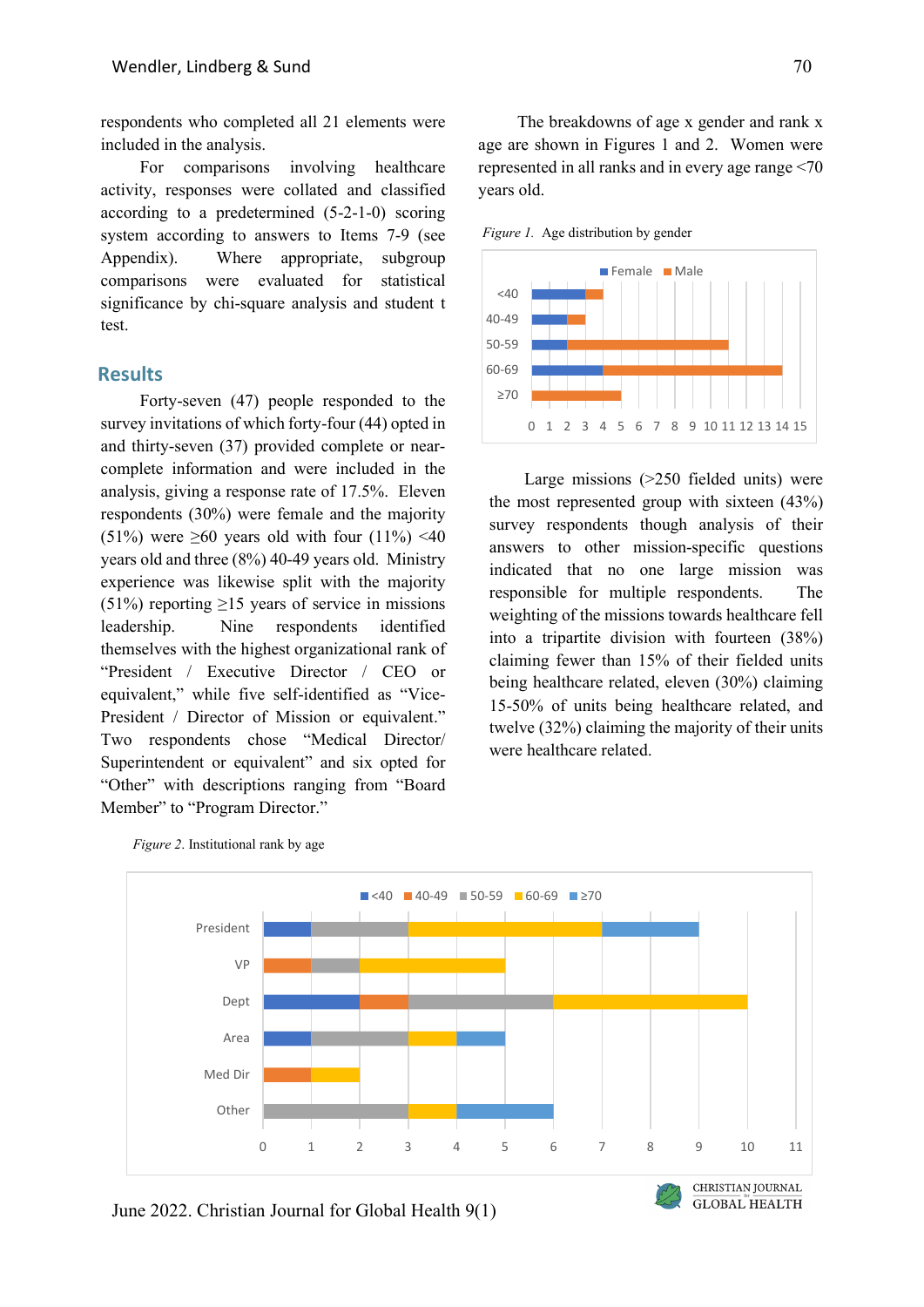respondents who completed all 21 elements were included in the analysis.

For comparisons involving healthcare activity, responses were collated and classified according to a predetermined (5-2-1-0) scoring system according to answers to Items 7-9 (see Appendix). Where appropriate, subgroup comparisons were evaluated for statistical significance by chi-square analysis and student t test.

## Results

Forty-seven (47) people responded to the survey invitations of which forty-four (44) opted in and thirty-seven (37) provided complete or near-complete information and were included in the analysis, giving a response rate of 17.5%. Eleven respondents (30%) were female and the majority (51%) were ≥60 years old with four (11%) <40 years old and three (8%) 40-49 years old. Ministry experience was likewise split with the majority (51%) reporting ≥15 years of service in missions leadership. Nine respondents identified themselves with the highest organizational rank of "President / Executive Director / CEO or equivalent," while five self-identified as "Vice-President / Director of Mission or equivalent." Two respondents chose "Medical Director/ Superintendent or equivalent" and six opted for "Other" with descriptions ranging from "Board Member" to "Program Director."

The breakdowns of age x gender and rank x age are shown in Figures 1 and 2. Women were represented in all ranks and in every age range <70 years old.

*Figure 1.* Age distribution by gender

Large missions (>250 fielded units) were the most represented group with sixteen (43%) survey respondents though analysis of their answers to other mission-specific questions indicated that no one large mission was responsible for multiple respondents. The weighting of the missions towards healthcare fell into a tripartite division with fourteen (38%) claiming fewer than 15% of their fielded units being healthcare related, eleven (30%) claiming 15-50% of units being healthcare related, and twelve (32%) claiming the majority of their units were healthcare related.

*Figure 2.* Institutional rank by age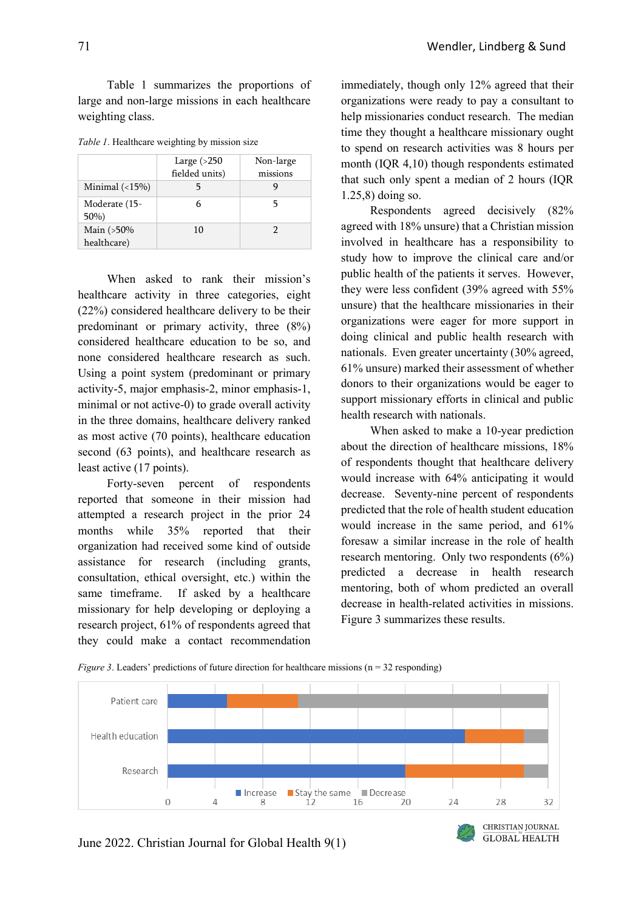Table 1 summarizes the proportions of large and non-large missions in each healthcare weighting class.

*Table 1*. Healthcare weighting by mission size

| | Large (>250 fielded units) | Non-large missions |
|---|---|---|
| Minimal (<15%) | 5 | 9 |
| Moderate (15-50%) | 6 | 5 |
| Main (>50% healthcare) | 10 | 2 |

When asked to rank their mission's healthcare activity in three categories, eight (22%) considered healthcare delivery to be their predominant or primary activity, three (8%) considered healthcare education to be so, and none considered healthcare research as such. Using a point system (predominant or primary activity-5, major emphasis-2, minor emphasis-1, minimal or not active-0) to grade overall activity in the three domains, healthcare delivery ranked as most active (70 points), healthcare education second (63 points), and healthcare research as least active (17 points).

Forty-seven percent of respondents reported that someone in their mission had attempted a research project in the prior 24 months while 35% reported that their organization had received some kind of outside assistance for research (including grants, consultation, ethical oversight, etc.) within the same timeframe. If asked by a healthcare missionary for help developing or deploying a research project, 61% of respondents agreed that they could make a contact recommendation immediately, though only 12% agreed that their organizations were ready to pay a consultant to help missionaries conduct research. The median time they thought a healthcare missionary ought to spend on research activities was 8 hours per month (IQR 4,10) though respondents estimated that such only spent a median of 2 hours (IQR 1.25,8) doing so.

Respondents agreed decisively (82% agreed with 18% unsure) that a Christian mission involved in healthcare has a responsibility to study how to improve the clinical care and/or public health of the patients it serves. However, they were less confident (39% agreed with 55% unsure) that the healthcare missionaries in their organizations were eager for more support in doing clinical and public health research with nationals. Even greater uncertainty (30% agreed, 61% unsure) marked their assessment of whether donors to their organizations would be eager to support missionary efforts in clinical and public health research with nationals.

When asked to make a 10-year prediction about the direction of healthcare missions, 18% of respondents thought that healthcare delivery would increase with 64% anticipating it would decrease. Seventy-nine percent of respondents predicted that the role of health student education would increase in the same period, and 61% foresaw a similar increase in the role of health research mentoring. Only two respondents (6%) predicted a decrease in health research mentoring, both of whom predicted an overall decrease in health-related activities in missions. Figure 3 summarizes these results.

*Figure 3*. Leaders' predictions of future direction for healthcare missions (n = 32 responding)

| | Increase | Stay the same | Decrease |
|---|---|---|---|
| Patient care | 5 | 6 | 21 |
| Health education | 25 | 5 | 2 |
| Research | 20 | 10 | 2 |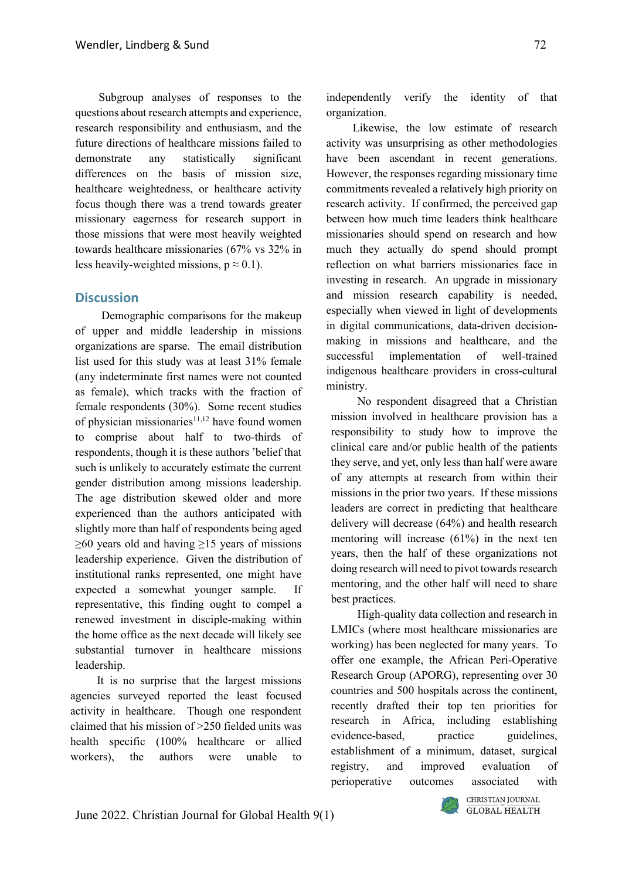Subgroup analyses of responses to the questions about research attempts and experience, research responsibility and enthusiasm, and the future directions of healthcare missions failed to demonstrate any statistically significant differences on the basis of mission size, healthcare weightedness, or healthcare activity focus though there was a trend towards greater missionary eagerness for research support in those missions that were most heavily weighted towards healthcare missionaries (67% vs 32% in less heavily-weighted missions, $p \approx 0.1$).

## Discussion

Demographic comparisons for the makeup of upper and middle leadership in missions organizations are sparse. The email distribution list used for this study was at least 31% female (any indeterminate first names were not counted as female), which tracks with the fraction of female respondents (30%). Some recent studies of physician missionaries[11,12] have found women to comprise about half to two-thirds of respondents, though it is these authors 'belief that such is unlikely to accurately estimate the current gender distribution among missions leadership. The age distribution skewed older and more experienced than the authors anticipated with slightly more than half of respondents being aged ≥60 years old and having ≥15 years of missions leadership experience. Given the distribution of institutional ranks represented, one might have expected a somewhat younger sample. If representative, this finding ought to compel a renewed investment in disciple-making within the home office as the next decade will likely see substantial turnover in healthcare missions leadership.

It is no surprise that the largest missions agencies surveyed reported the least focused activity in healthcare. Though one respondent claimed that his mission of >250 fielded units was health specific (100% healthcare or allied workers), the authors were unable to independently verify the identity of that organization.

Likewise, the low estimate of research activity was unsurprising as other methodologies have been ascendant in recent generations. However, the responses regarding missionary time commitments revealed a relatively high priority on research activity. If confirmed, the perceived gap between how much time leaders think healthcare missionaries should spend on research and how much they actually do spend should prompt reflection on what barriers missionaries face in investing in research. An upgrade in missionary and mission research capability is needed, especially when viewed in light of developments in digital communications, data-driven decision-making in missions and healthcare, and the successful implementation of well-trained indigenous healthcare providers in cross-cultural ministry.

No respondent disagreed that a Christian mission involved in healthcare provision has a responsibility to study how to improve the clinical care and/or public health of the patients they serve, and yet, only less than half were aware of any attempts at research from within their missions in the prior two years. If these missions leaders are correct in predicting that healthcare delivery will decrease (64%) and health research mentoring will increase (61%) in the next ten years, then the half of these organizations not doing research will need to pivot towards research mentoring, and the other half will need to share best practices.

High-quality data collection and research in LMICs (where most healthcare missionaries are working) has been neglected for many years. To offer one example, the African Peri-Operative Research Group (APORG), representing over 30 countries and 500 hospitals across the continent, recently drafted their top ten priorities for research in Africa, including establishing evidence-based, practice guidelines, establishment of a minimum, dataset, surgical registry, and improved evaluation of perioperative outcomes associated with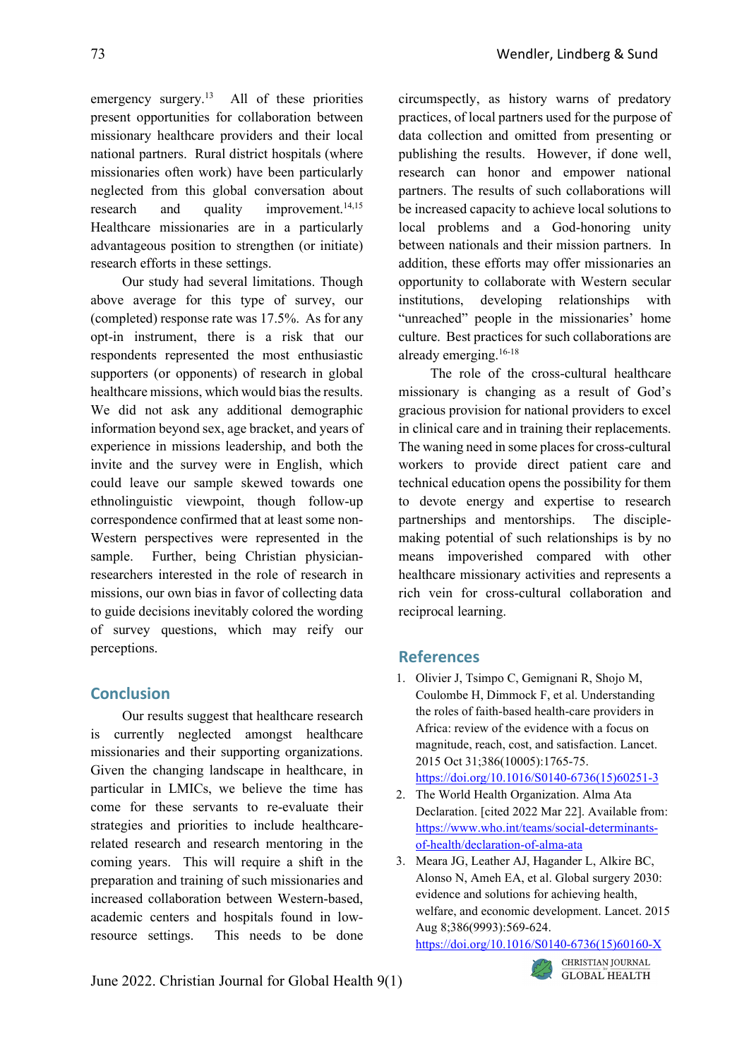emergency surgery.[13] All of these priorities present opportunities for collaboration between missionary healthcare providers and their local national partners. Rural district hospitals (where missionaries often work) have been particularly neglected from this global conversation about research and quality improvement.[14,15] Healthcare missionaries are in a particularly advantageous position to strengthen (or initiate) research efforts in these settings.

Our study had several limitations. Though above average for this type of survey, our (completed) response rate was 17.5%. As for any opt-in instrument, there is a risk that our respondents represented the most enthusiastic supporters (or opponents) of research in global healthcare missions, which would bias the results. We did not ask any additional demographic information beyond sex, age bracket, and years of experience in missions leadership, and both the invite and the survey were in English, which could leave our sample skewed towards one ethnolinguistic viewpoint, though follow-up correspondence confirmed that at least some non-Western perspectives were represented in the sample. Further, being Christian physician-researchers interested in the role of research in missions, our own bias in favor of collecting data to guide decisions inevitably colored the wording of survey questions, which may reify our perceptions.

## Conclusion

Our results suggest that healthcare research is currently neglected amongst healthcare missionaries and their supporting organizations. Given the changing landscape in healthcare, in particular in LMICs, we believe the time has come for these servants to re-evaluate their strategies and priorities to include healthcare-related research and research mentoring in the coming years. This will require a shift in the preparation and training of such missionaries and increased collaboration between Western-based, academic centers and hospitals found in low-resource settings. This needs to be done circumspectly, as history warns of predatory practices, of local partners used for the purpose of data collection and omitted from presenting or publishing the results. However, if done well, research can honor and empower national partners. The results of such collaborations will be increased capacity to achieve local solutions to local problems and a God-honoring unity between nationals and their mission partners. In addition, these efforts may offer missionaries an opportunity to collaborate with Western secular institutions, developing relationships with "unreached" people in the missionaries' home culture. Best practices for such collaborations are already emerging.[16-18]

The role of the cross-cultural healthcare missionary is changing as a result of God's gracious provision for national providers to excel in clinical care and in training their replacements. The waning need in some places for cross-cultural workers to provide direct patient care and technical education opens the possibility for them to devote energy and expertise to research partnerships and mentorships. The disciple-making potential of such relationships is by no means impoverished compared with other healthcare missionary activities and represents a rich vein for cross-cultural collaboration and reciprocal learning.

## References

1. Olivier J, Tsimpo C, Gemignani R, Shojo M, Coulombe H, Dimmock F, et al. Understanding the roles of faith-based health-care providers in Africa: review of the evidence with a focus on magnitude, reach, cost, and satisfaction. Lancet. 2015 Oct 31;386(10005):1765-75. https://doi.org/10.1016/S0140-6736(15)60251-3
2. The World Health Organization. Alma Ata Declaration. [cited 2022 Mar 22]. Available from: https://www.who.int/teams/social-determinants-of-health/declaration-of-alma-ata
3. Meara JG, Leather AJ, Hagander L, Alkire BC, Alonso N, Ameh EA, et al. Global surgery 2030: evidence and solutions for achieving health, welfare, and economic development. Lancet. 2015 Aug 8;386(9993):569-624. https://doi.org/10.1016/S0140-6736(15)60160-X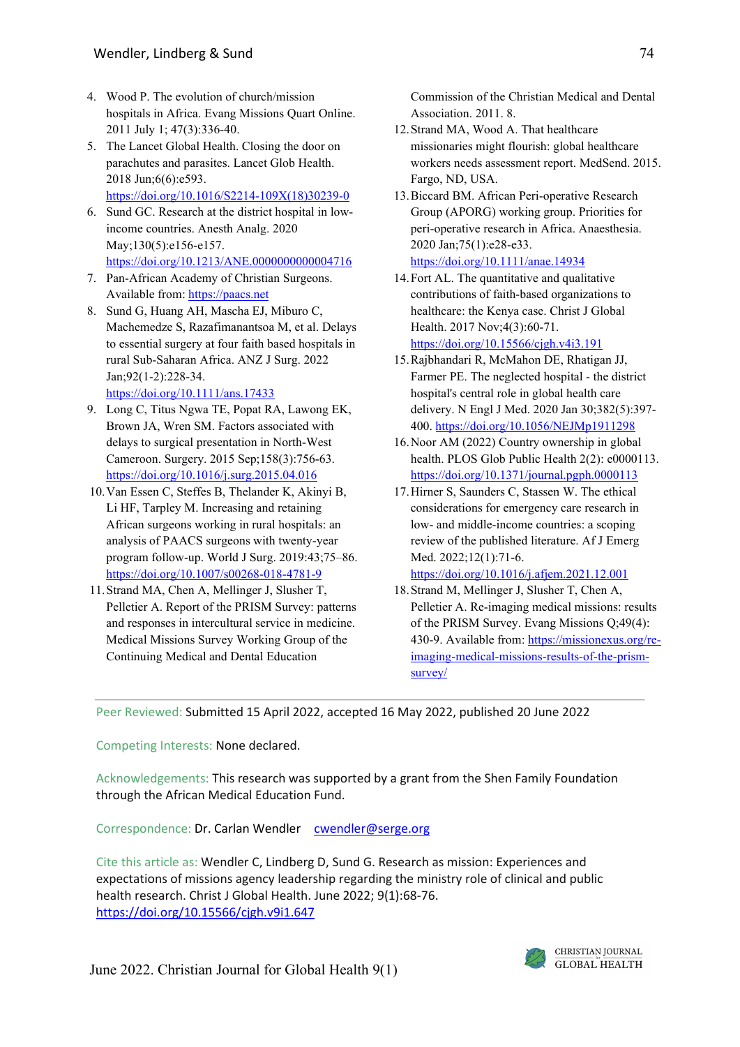4. Wood P. The evolution of church/mission hospitals in Africa. Evang Missions Quart Online. 2011 July 1; 47(3):336-40.
5. The Lancet Global Health. Closing the door on parachutes and parasites. Lancet Glob Health. 2018 Jun;6(6):e593. https://doi.org/10.1016/S2214-109X(18)30239-0
6. Sund GC. Research at the district hospital in low-income countries. Anesth Analg. 2020 May;130(5):e156-e157. https://doi.org/10.1213/ANE.0000000000004716
7. Pan-African Academy of Christian Surgeons. Available from: https://paacs.net
8. Sund G, Huang AH, Mascha EJ, Miburo C, Machemedze S, Razafimanantsoa M, et al. Delays to essential surgery at four faith based hospitals in rural Sub-Saharan Africa. ANZ J Surg. 2022 Jan;92(1-2):228-34. https://doi.org/10.1111/ans.17433
9. Long C, Titus Ngwa TE, Popat RA, Lawong EK, Brown JA, Wren SM. Factors associated with delays to surgical presentation in North-West Cameroon. Surgery. 2015 Sep;158(3):756-63. https://doi.org/10.1016/j.surg.2015.04.016
10. Van Essen C, Steffes B, Thelander K, Akinyi B, Li HF, Tarpley M. Increasing and retaining African surgeons working in rural hospitals: an analysis of PAACS surgeons with twenty-year program follow-up. World J Surg. 2019:43;75–86. https://doi.org/10.1007/s00268-018-4781-9
11. Strand MA, Chen A, Mellinger J, Slusher T, Pelletier A. Report of the PRISM Survey: patterns and responses in intercultural service in medicine. Medical Missions Survey Working Group of the Continuing Medical and Dental Education Commission of the Christian Medical and Dental Association. 2011. 8.
12. Strand MA, Wood A. That healthcare missionaries might flourish: global healthcare workers needs assessment report. MedSend. 2015. Fargo, ND, USA.
13. Biccard BM. African Peri-operative Research Group (APORG) working group. Priorities for peri-operative research in Africa. Anaesthesia. 2020 Jan;75(1):e28-e33. https://doi.org/10.1111/anae.14934
14. Fort AL. The quantitative and qualitative contributions of faith-based organizations to healthcare: the Kenya case. Christ J Global Health. 2017 Nov;4(3):60-71. https://doi.org/10.15566/cjgh.v4i3.191
15. Rajbhandari R, McMahon DE, Rhatigan JJ, Farmer PE. The neglected hospital - the district hospital's central role in global health care delivery. N Engl J Med. 2020 Jan 30;382(5):397-400. https://doi.org/10.1056/NEJMp1911298
16. Noor AM (2022) Country ownership in global health. PLOS Glob Public Health 2(2): e0000113. https://doi.org/10.1371/journal.pgph.0000113
17. Hirner S, Saunders C, Stassen W. The ethical considerations for emergency care research in low- and middle-income countries: a scoping review of the published literature. Af J Emerg Med. 2022;12(1):71-6. https://doi.org/10.1016/j.afjem.2021.12.001
18. Strand M, Mellinger J, Slusher T, Chen A, Pelletier A. Re-imaging medical missions: results of the PRISM Survey. Evang Missions Q;49(4): 430-9. Available from: https://missionexus.org/re-imaging-medical-missions-results-of-the-prism-survey/

---

Peer Reviewed: Submitted 15 April 2022, accepted 16 May 2022, published 20 June 2022

Competing Interests: None declared.

Acknowledgements: This research was supported by a grant from the Shen Family Foundation through the African Medical Education Fund.

Correspondence: Dr. Carlan Wendler cwendler@serge.org

Cite this article as: Wendler C, Lindberg D, Sund G. Research as mission: Experiences and expectations of missions agency leadership regarding the ministry role of clinical and public health research. Christ J Global Health. June 2022; 9(1):68-76. https://doi.org/10.15566/cjgh.v9i1.647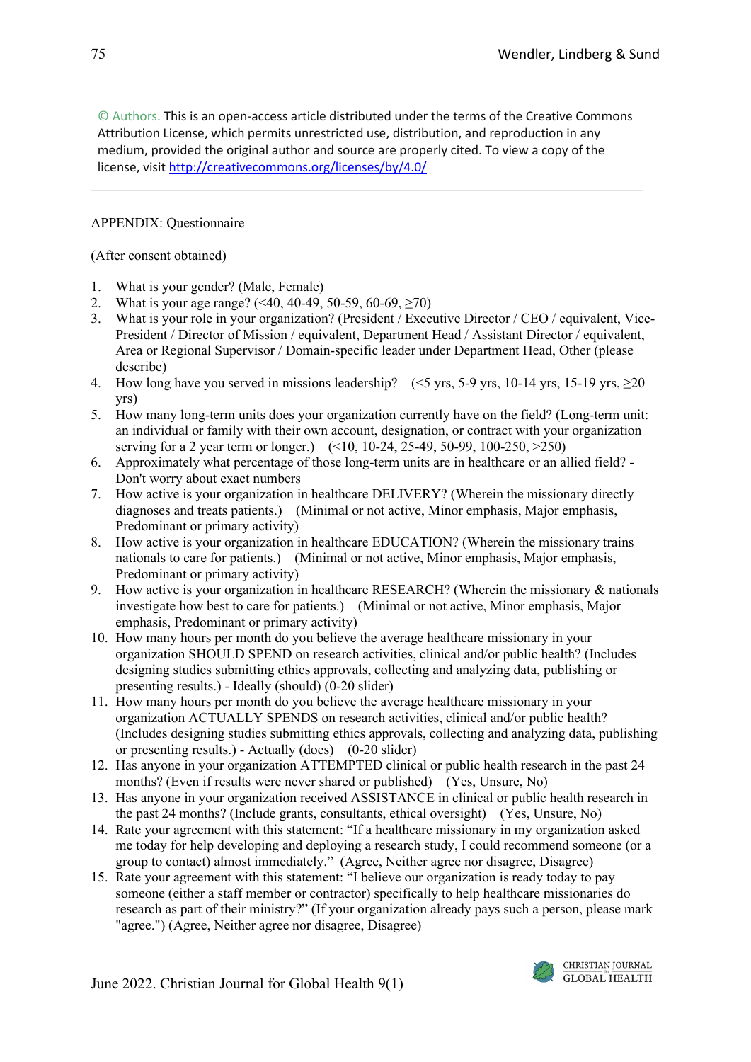© Authors. This is an open-access article distributed under the terms of the Creative Commons Attribution License, which permits unrestricted use, distribution, and reproduction in any medium, provided the original author and source are properly cited. To view a copy of the license, visit http://creativecommons.org/licenses/by/4.0/

---

APPENDIX: Questionnaire

(After consent obtained)

1. What is your gender? (Male, Female)
2. What is your age range? (<40, 40-49, 50-59, 60-69, ≥70)
3. What is your role in your organization? (President / Executive Director / CEO / equivalent, Vice-President / Director of Mission / equivalent, Department Head / Assistant Director / equivalent, Area or Regional Supervisor / Domain-specific leader under Department Head, Other (please describe)
4. How long have you served in missions leadership? (<5 yrs, 5-9 yrs, 10-14 yrs, 15-19 yrs, ≥20 yrs)
5. How many long-term units does your organization currently have on the field? (Long-term unit: an individual or family with their own account, designation, or contract with your organization serving for a 2 year term or longer.) (<10, 10-24, 25-49, 50-99, 100-250, >250)
6. Approximately what percentage of those long-term units are in healthcare or an allied field? - Don't worry about exact numbers
7. How active is your organization in healthcare DELIVERY? (Wherein the missionary directly diagnoses and treats patients.) (Minimal or not active, Minor emphasis, Major emphasis, Predominant or primary activity)
8. How active is your organization in healthcare EDUCATION? (Wherein the missionary trains nationals to care for patients.) (Minimal or not active, Minor emphasis, Major emphasis, Predominant or primary activity)
9. How active is your organization in healthcare RESEARCH? (Wherein the missionary & nationals investigate how best to care for patients.) (Minimal or not active, Minor emphasis, Major emphasis, Predominant or primary activity)
10. How many hours per month do you believe the average healthcare missionary in your organization SHOULD SPEND on research activities, clinical and/or public health? (Includes designing studies submitting ethics approvals, collecting and analyzing data, publishing or presenting results.) - Ideally (should) (0-20 slider)
11. How many hours per month do you believe the average healthcare missionary in your organization ACTUALLY SPENDS on research activities, clinical and/or public health? (Includes designing studies submitting ethics approvals, collecting and analyzing data, publishing or presenting results.) - Actually (does) (0-20 slider)
12. Has anyone in your organization ATTEMPTED clinical or public health research in the past 24 months? (Even if results were never shared or published) (Yes, Unsure, No)
13. Has anyone in your organization received ASSISTANCE in clinical or public health research in the past 24 months? (Include grants, consultants, ethical oversight) (Yes, Unsure, No)
14. Rate your agreement with this statement: "If a healthcare missionary in my organization asked me today for help developing and deploying a research study, I could recommend someone (or a group to contact) almost immediately." (Agree, Neither agree nor disagree, Disagree)
15. Rate your agreement with this statement: "I believe our organization is ready today to pay someone (either a staff member or contractor) specifically to help healthcare missionaries do research as part of their ministry?" (If your organization already pays such a person, please mark "agree.") (Agree, Neither agree nor disagree, Disagree)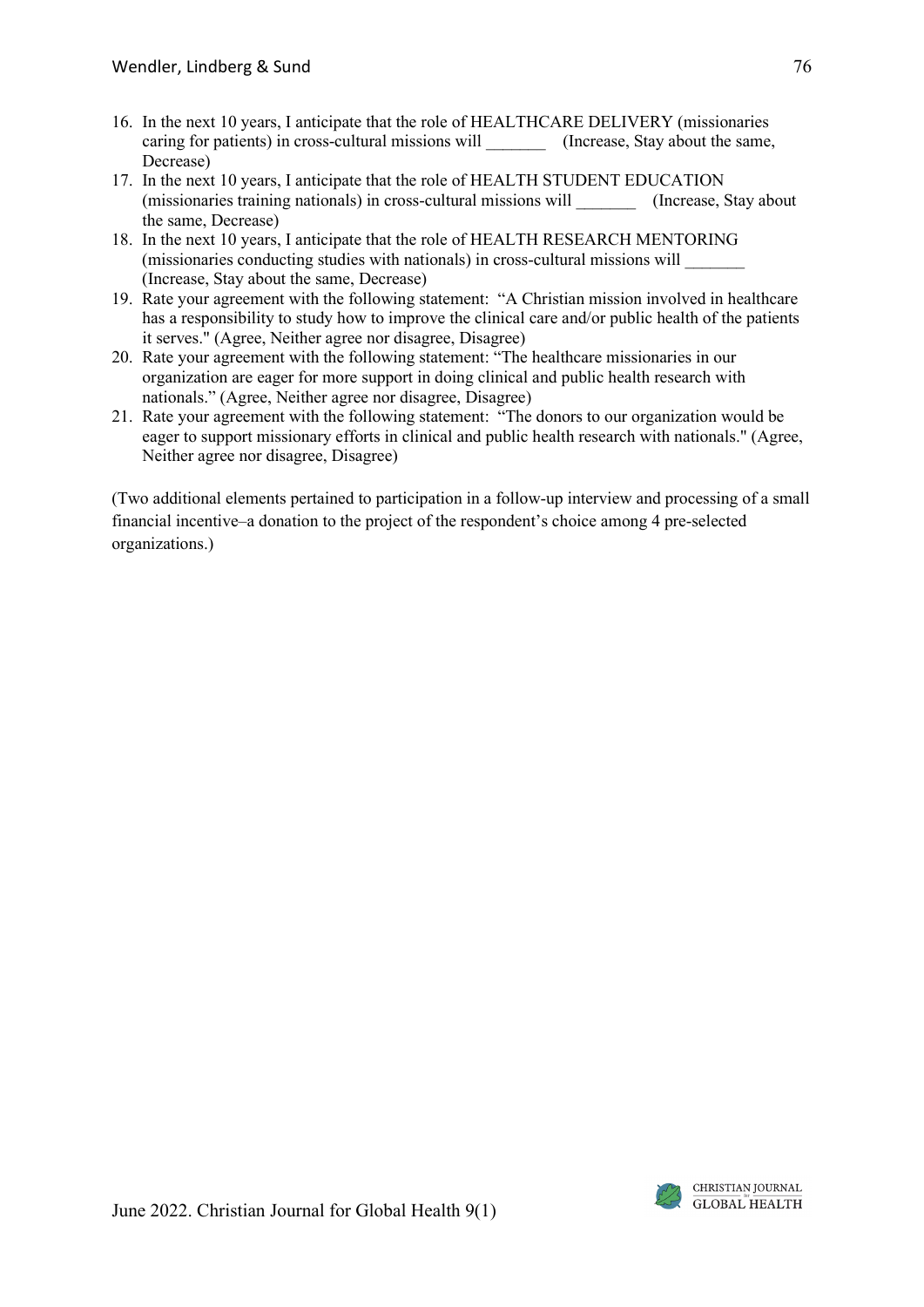16. In the next 10 years, I anticipate that the role of HEALTHCARE DELIVERY (missionaries caring for patients) in cross-cultural missions will _______ (Increase, Stay about the same, Decrease)
17. In the next 10 years, I anticipate that the role of HEALTH STUDENT EDUCATION (missionaries training nationals) in cross-cultural missions will _______ (Increase, Stay about the same, Decrease)
18. In the next 10 years, I anticipate that the role of HEALTH RESEARCH MENTORING (missionaries conducting studies with nationals) in cross-cultural missions will _______ (Increase, Stay about the same, Decrease)
19. Rate your agreement with the following statement: "A Christian mission involved in healthcare has a responsibility to study how to improve the clinical care and/or public health of the patients it serves." (Agree, Neither agree nor disagree, Disagree)
20. Rate your agreement with the following statement: "The healthcare missionaries in our organization are eager for more support in doing clinical and public health research with nationals." (Agree, Neither agree nor disagree, Disagree)
21. Rate your agreement with the following statement: "The donors to our organization would be eager to support missionary efforts in clinical and public health research with nationals." (Agree, Neither agree nor disagree, Disagree)

(Two additional elements pertained to participation in a follow-up interview and processing of a small financial incentive–a donation to the project of the respondent's choice among 4 pre-selected organizations.)